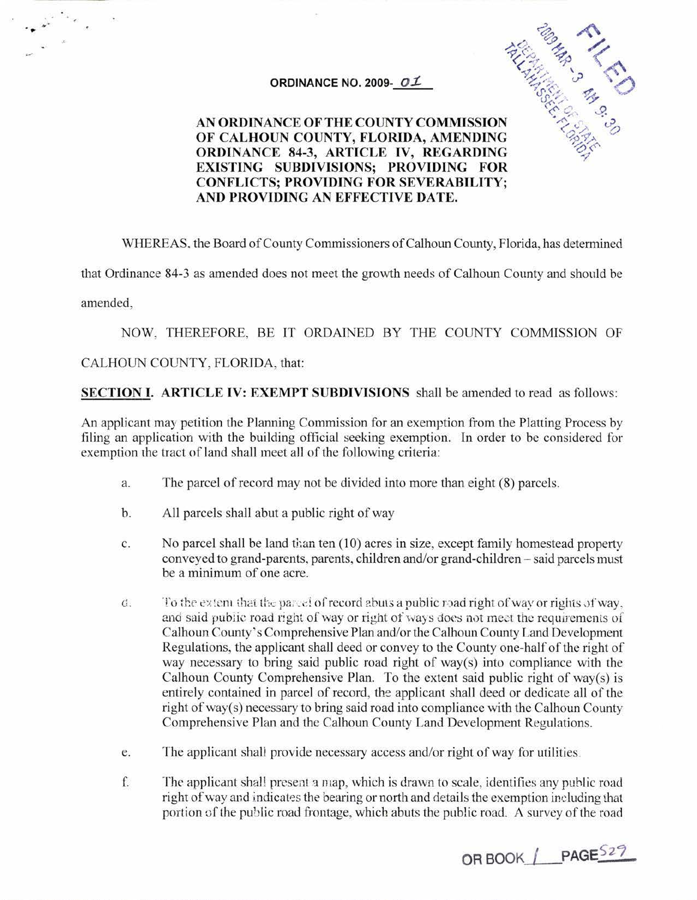**ORDINANCE NO. 2009-01**

**AN ORDINANCE OF THE COUNTY COMMISSION OF CALHOUN COUNTY, FLORIDA, AMENDING ORDINANCE 84-3, ARTICLE IV, REGARDING EXISTING SUBDIVISIONS; PROVIDING FOR CONFLICTS; PROVIDING FOR SEVERABILITY; AND PROVIDING AN EFFECTIVE DATE.**

FILED 2009 MAR -3 AM 9:30 DEPARTMENT OF STATE TALLAHASSEE, FLORIDA

WHEREAS, the Board of County Commissioners of Calhoun County, Florida, has determined that Ordinance 84-3 as amended does not meet the growth needs of Calhoun County and should be amended,

NOW, THEREFORE, BE IT ORDAINED BY THE COUNTY COMMISSION OF CALHOUN COUNTY, FLORIDA, that:

**SECTION I. ARTICLE IV: EXEMPT SUBDIVISIONS** shall be amended to read as follows:

An applicant may petition the Planning Commission for an exemption from the Platting Process by filing an application with the building official seeking exemption. In order to be considered for exemption the tract of land shall meet all of the following criteria:

a. The parcel of record may not be divided into more than eight (8) parcels.

b. All parcels shall abut a public right of way

c. No parcel shall be land than ten (10) acres in size, except family homestead property conveyed to grand-parents, parents, children and/or grand-children – said parcels must be a minimum of one acre.

d. To the extent that the parcel of record abuts a public road right of way or rights of way, and said public road right of way or right of ways does not meet the requirements of Calhoun County's Comprehensive Plan and/or the Calhoun County Land Development Regulations, the applicant shall deed or convey to the County one-half of the right of way necessary to bring said public road right of way(s) into compliance with the Calhoun County Comprehensive Plan. To the extent said public right of way(s) is entirely contained in parcel of record, the applicant shall deed or dedicate all of the right of way(s) necessary to bring said road into compliance with the Calhoun County Comprehensive Plan and the Calhoun County Land Development Regulations.

e. The applicant shall provide necessary access and/or right of way for utilities.

f. The applicant shall present a map, which is drawn to scale, identifies any public road right of way and indicates the bearing or north and details the exemption including that portion of the public road frontage, which abuts the public road. A survey of the road

OR BOOK 1 PAGE 529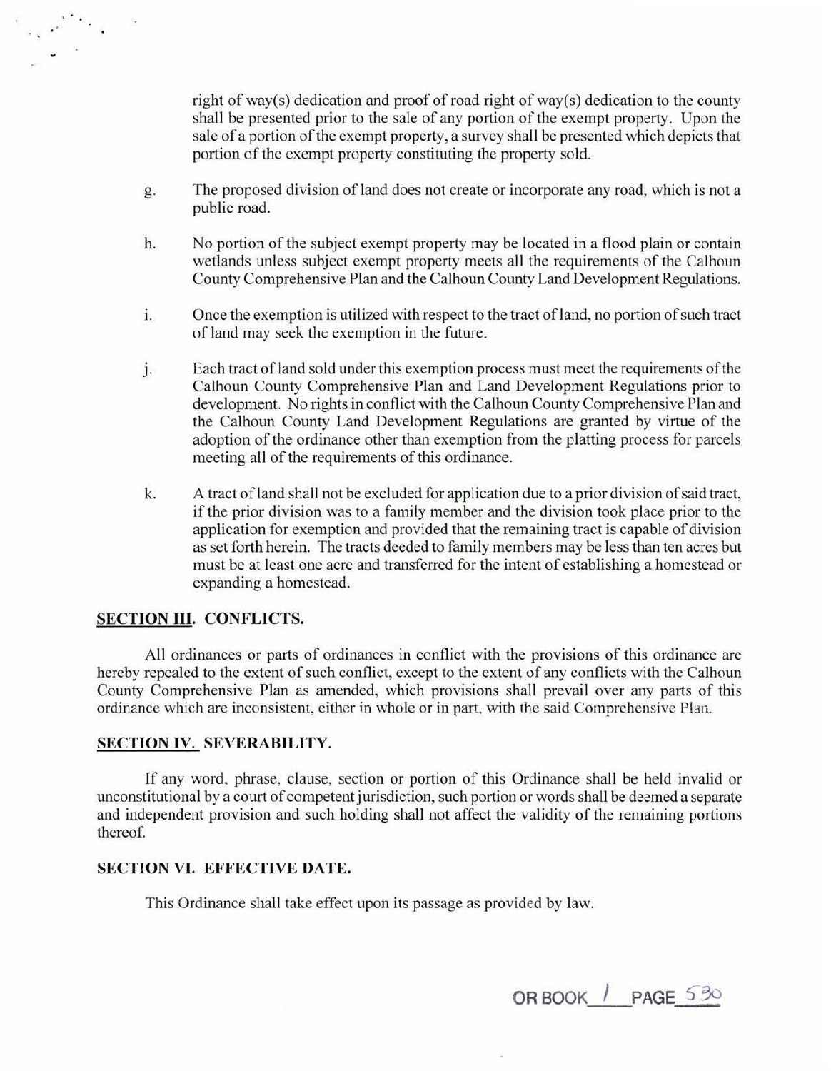right of way(s) dedication and proof of road right of way(s) dedication to the county shall be presented prior to the sale of any portion of the exempt property. Upon the sale of a portion of the exempt property, a survey shall be presented which depicts that portion of the exempt property constituting the property sold.

g. The proposed division of land does not create or incorporate any road, which is not a public road.

h. No portion of the subject exempt property may be located in a flood plain or contain wetlands unless subject exempt property meets all the requirements of the Calhoun County Comprehensive Plan and the Calhoun County Land Development Regulations.

i. Once the exemption is utilized with respect to the tract of land, no portion of such tract of land may seek the exemption in the future.

j. Each tract of land sold under this exemption process must meet the requirements of the Calhoun County Comprehensive Plan and Land Development Regulations prior to development. No rights in conflict with the Calhoun County Comprehensive Plan and the Calhoun County Land Development Regulations are granted by virtue of the adoption of the ordinance other than exemption from the platting process for parcels meeting all of the requirements of this ordinance.

k. A tract of land shall not be excluded for application due to a prior division of said tract, if the prior division was to a family member and the division took place prior to the application for exemption and provided that the remaining tract is capable of division as set forth herein. The tracts deeded to family members may be less than ten acres but must be at least one acre and transferred for the intent of establishing a homestead or expanding a homestead.

**SECTION III. CONFLICTS.**

All ordinances or parts of ordinances in conflict with the provisions of this ordinance are hereby repealed to the extent of such conflict, except to the extent of any conflicts with the Calhoun County Comprehensive Plan as amended, which provisions shall prevail over any parts of this ordinance which are inconsistent, either in whole or in part, with the said Comprehensive Plan.

**SECTION IV. SEVERABILITY.**

If any word, phrase, clause, section or portion of this Ordinance shall be held invalid or unconstitutional by a court of competent jurisdiction, such portion or words shall be deemed a separate and independent provision and such holding shall not affect the validity of the remaining portions thereof.

**SECTION VI. EFFECTIVE DATE.**

This Ordinance shall take effect upon its passage as provided by law.

OR BOOK 1 PAGE 530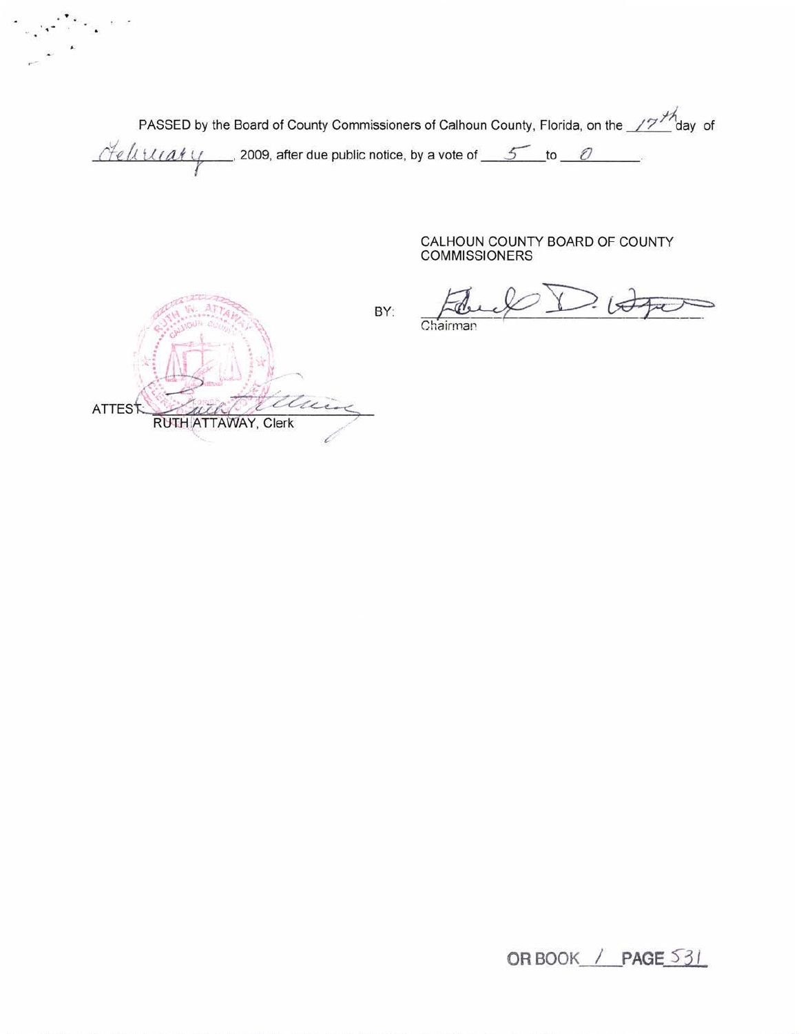PASSED by the Board of County Commissioners of Calhoun County, Florida, on the 17th day of February, 2009, after due public notice, by a vote of 5 to 0.

CALHOUN COUNTY BOARD OF COUNTY COMMISSIONERS

BY: ______________________
Chairman

ATTEST: ______________________
RUTH ATTAWAY, Clerk

OR BOOK 1 PAGE 531